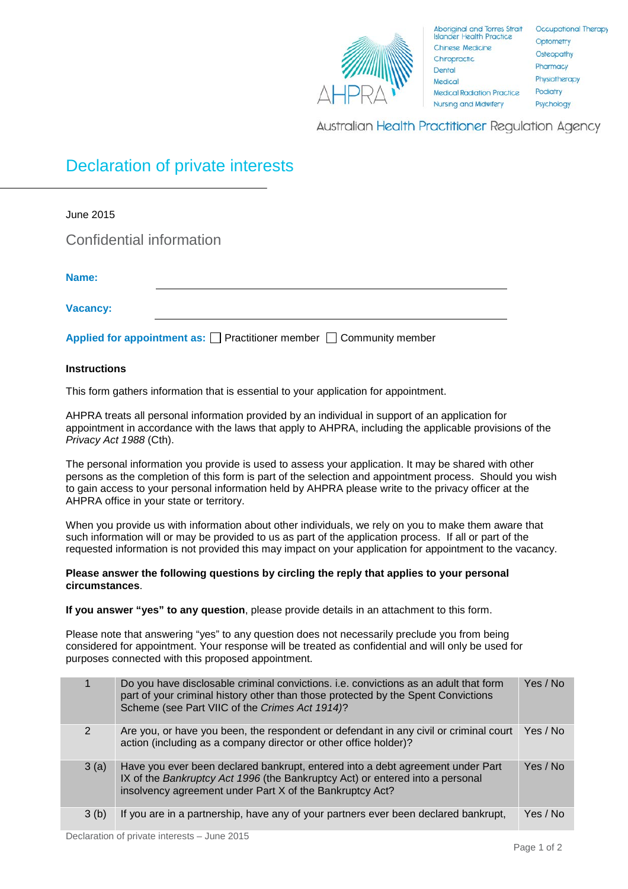Aboriginal and Torres Strait Islander Health Practice
Chinese Medicine
Chiropractic
Dental
Medical
Medical Radiation Practice
Nursing and Midwifery
Occupational Therapy
Optometry
Osteopathy
Pharmacy
Physiotherapy
Podiatry
Psychology

AHPRA

Australian Health Practitioner Regulation Agency

# Declaration of private interests

June 2015

## Confidential information

**Name:** \_\_\_\_\_\_\_\_\_\_\_\_\_\_\_\_\_\_\_\_\_\_\_\_\_\_\_\_\_\_\_\_\_\_\_\_\_\_\_\_

**Vacancy:** \_\_\_\_\_\_\_\_\_\_\_\_\_\_\_\_\_\_\_\_\_\_\_\_\_\_\_\_\_\_\_\_\_\_\_\_\_\_\_\_

**Applied for appointment as:** ☐ Practitioner member ☐ Community member

**Instructions**

This form gathers information that is essential to your application for appointment.

AHPRA treats all personal information provided by an individual in support of an application for appointment in accordance with the laws that apply to AHPRA, including the applicable provisions of the *Privacy Act 1988* (Cth).

The personal information you provide is used to assess your application. It may be shared with other persons as the completion of this form is part of the selection and appointment process. Should you wish to gain access to your personal information held by AHPRA please write to the privacy officer at the AHPRA office in your state or territory.

When you provide us with information about other individuals, we rely on you to make them aware that such information will or may be provided to us as part of the application process. If all or part of the requested information is not provided this may impact on your application for appointment to the vacancy.

**Please answer the following questions by circling the reply that applies to your personal circumstances**.

**If you answer "yes" to any question**, please provide details in an attachment to this form.

Please note that answering "yes" to any question does not necessarily preclude you from being considered for appointment. Your response will be treated as confidential and will only be used for purposes connected with this proposed appointment.

| | | |
|---|---|---|
| 1 | Do you have disclosable criminal convictions. i.e. convictions as an adult that form part of your criminal history other than those protected by the Spent Convictions Scheme (see Part VIIC of the *Crimes Act 1914)*? | Yes / No |
| 2 | Are you, or have you been, the respondent or defendant in any civil or criminal court action (including as a company director or other office holder)? | Yes / No |
| 3 (a) | Have you ever been declared bankrupt, entered into a debt agreement under Part IX of the *Bankruptcy Act 1996* (the Bankruptcy Act) or entered into a personal insolvency agreement under Part X of the Bankruptcy Act? | Yes / No |
| 3 (b) | If you are in a partnership, have any of your partners ever been declared bankrupt, | Yes / No |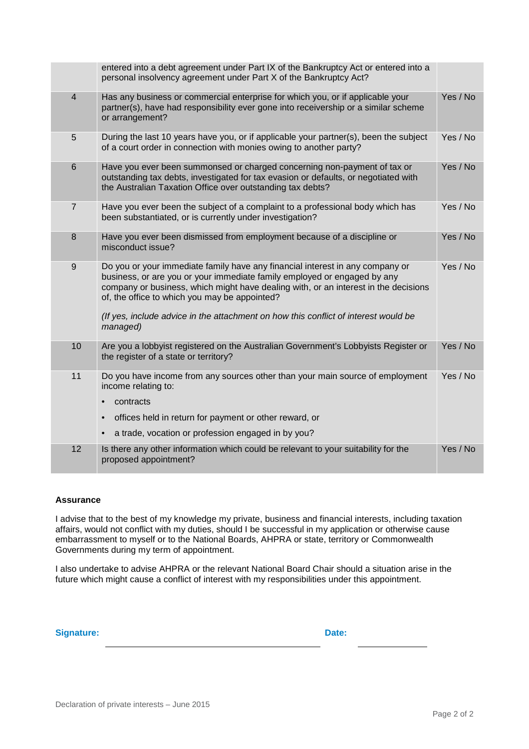| | | |
|---|---|---|
| | entered into a debt agreement under Part IX of the Bankruptcy Act or entered into a personal insolvency agreement under Part X of the Bankruptcy Act? | |
| 4 | Has any business or commercial enterprise for which you, or if applicable your partner(s), have had responsibility ever gone into receivership or a similar scheme or arrangement? | Yes / No |
| 5 | During the last 10 years have you, or if applicable your partner(s), been the subject of a court order in connection with monies owing to another party? | Yes / No |
| 6 | Have you ever been summonsed or charged concerning non-payment of tax or outstanding tax debts, investigated for tax evasion or defaults, or negotiated with the Australian Taxation Office over outstanding tax debts? | Yes / No |
| 7 | Have you ever been the subject of a complaint to a professional body which has been substantiated, or is currently under investigation? | Yes / No |
| 8 | Have you ever been dismissed from employment because of a discipline or misconduct issue? | Yes / No |
| 9 | Do you or your immediate family have any financial interest in any company or business, or are you or your immediate family employed or engaged by any company or business, which might have dealing with, or an interest in the decisions of, the office to which you may be appointed?<br><br>*(If yes, include advice in the attachment on how this conflict of interest would be managed)* | Yes / No |
| 10 | Are you a lobbyist registered on the Australian Government's Lobbyists Register or the register of a state or territory? | Yes / No |
| 11 | Do you have income from any sources other than your main source of employment income relating to:<br>• contracts<br>• offices held in return for payment or other reward, or<br>• a trade, vocation or profession engaged in by you? | Yes / No |
| 12 | Is there any other information which could be relevant to your suitability for the proposed appointment? | Yes / No |

**Assurance**

I advise that to the best of my knowledge my private, business and financial interests, including taxation affairs, would not conflict with my duties, should I be successful in my application or otherwise cause embarrassment to myself or to the National Boards, AHPRA or state, territory or Commonwealth Governments during my term of appointment.

I also undertake to advise AHPRA or the relevant National Board Chair should a situation arise in the future which might cause a conflict of interest with my responsibilities under this appointment.

**Signature:** ______________________________ **Date:** ______________

Declaration of private interests – June 2015